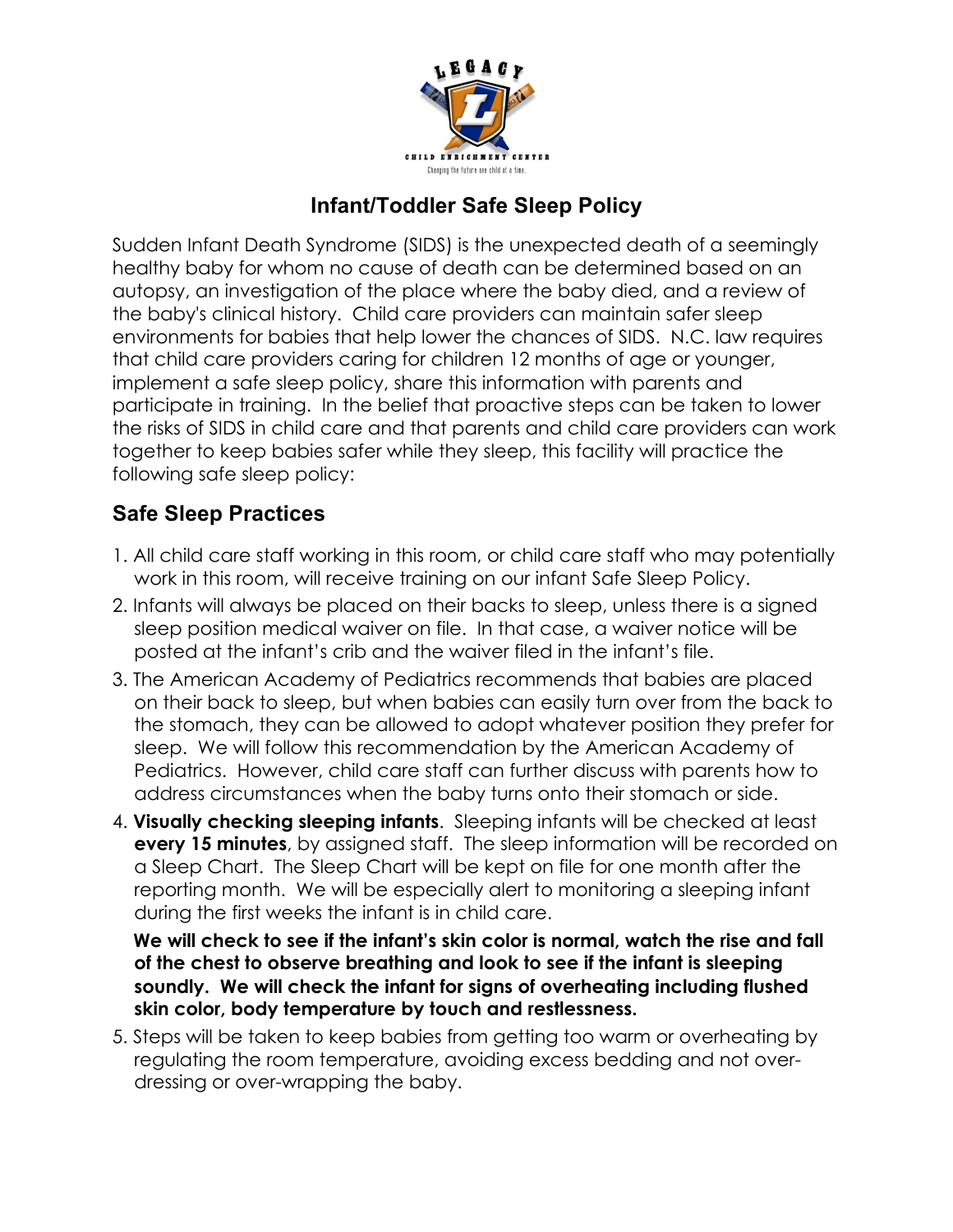# Infant/Toddler Safe Sleep Policy

Sudden Infant Death Syndrome (SIDS) is the unexpected death of a seemingly healthy baby for whom no cause of death can be determined based on an autopsy, an investigation of the place where the baby died, and a review of the baby's clinical history. Child care providers can maintain safer sleep environments for babies that help lower the chances of SIDS. N.C. law requires that child care providers caring for children 12 months of age or younger, implement a safe sleep policy, share this information with parents and participate in training. In the belief that proactive steps can be taken to lower the risks of SIDS in child care and that parents and child care providers can work together to keep babies safer while they sleep, this facility will practice the following safe sleep policy:

## Safe Sleep Practices

1. All child care staff working in this room, or child care staff who may potentially work in this room, will receive training on our infant Safe Sleep Policy.
2. Infants will always be placed on their backs to sleep, unless there is a signed sleep position medical waiver on file. In that case, a waiver notice will be posted at the infant's crib and the waiver filed in the infant's file.
3. The American Academy of Pediatrics recommends that babies are placed on their back to sleep, but when babies can easily turn over from the back to the stomach, they can be allowed to adopt whatever position they prefer for sleep. We will follow this recommendation by the American Academy of Pediatrics. However, child care staff can further discuss with parents how to address circumstances when the baby turns onto their stomach or side.
4. **Visually checking sleeping infants**. Sleeping infants will be checked at least **every 15 minutes**, by assigned staff. The sleep information will be recorded on a Sleep Chart. The Sleep Chart will be kept on file for one month after the reporting month. We will be especially alert to monitoring a sleeping infant during the first weeks the infant is in child care.

   **We will check to see if the infant's skin color is normal, watch the rise and fall of the chest to observe breathing and look to see if the infant is sleeping soundly. We will check the infant for signs of overheating including flushed skin color, body temperature by touch and restlessness.**
5. Steps will be taken to keep babies from getting too warm or overheating by regulating the room temperature, avoiding excess bedding and not over-dressing or over-wrapping the baby.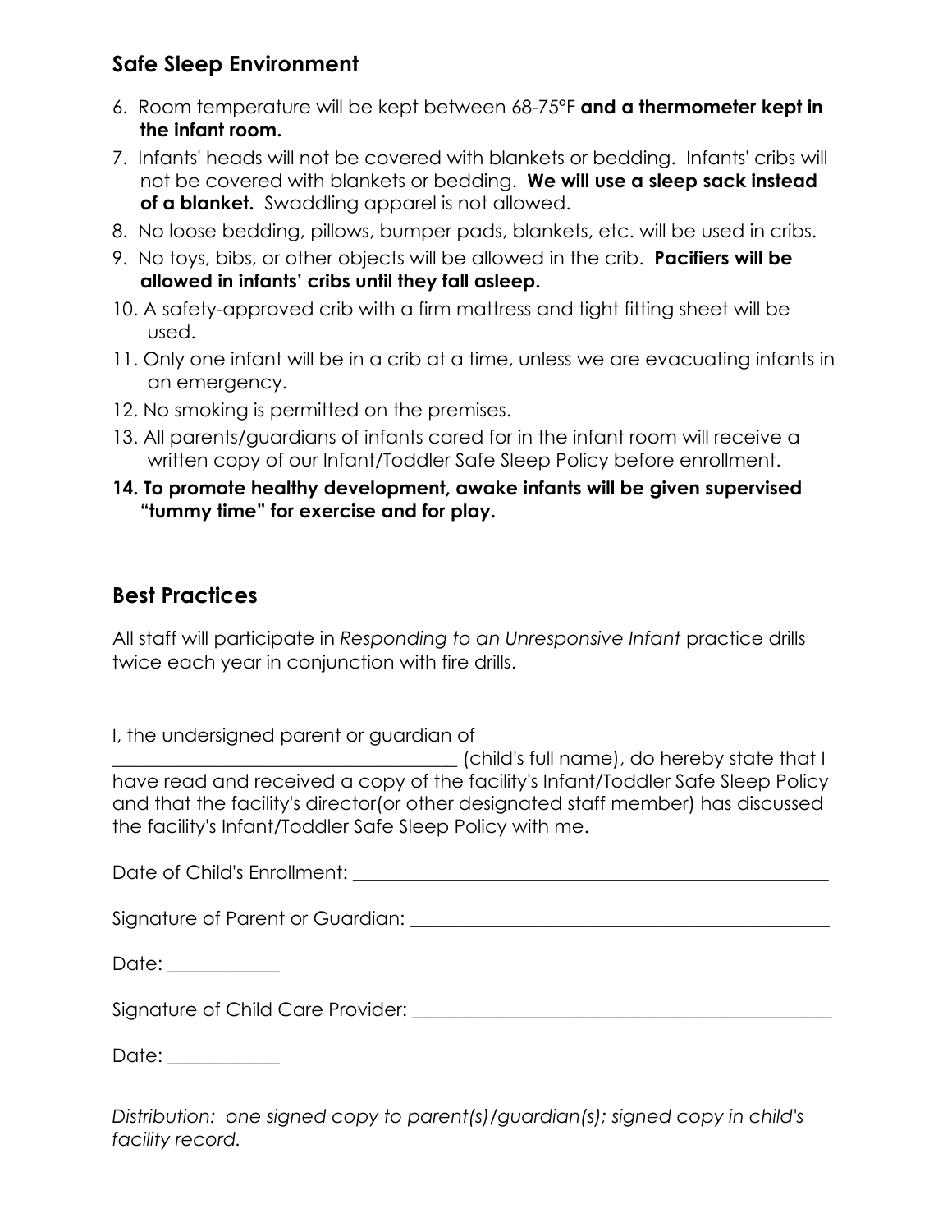## Safe Sleep Environment

6. Room temperature will be kept between 68-75°F **and a thermometer kept in the infant room.**
7. Infants' heads will not be covered with blankets or bedding. Infants' cribs will not be covered with blankets or bedding. **We will use a sleep sack instead of a blanket.** Swaddling apparel is not allowed.
8. No loose bedding, pillows, bumper pads, blankets, etc. will be used in cribs.
9. No toys, bibs, or other objects will be allowed in the crib. **Pacifiers will be allowed in infants' cribs until they fall asleep.**
10. A safety-approved crib with a firm mattress and tight fitting sheet will be used.
11. Only one infant will be in a crib at a time, unless we are evacuating infants in an emergency.
12. No smoking is permitted on the premises.
13. All parents/guardians of infants cared for in the infant room will receive a written copy of our Infant/Toddler Safe Sleep Policy before enrollment.
14. **To promote healthy development, awake infants will be given supervised "tummy time" for exercise and for play.**

## Best Practices

All staff will participate in *Responding to an Unresponsive Infant* practice drills twice each year in conjunction with fire drills.

I, the undersigned parent or guardian of ______________________________________ (child's full name), do hereby state that I have read and received a copy of the facility's Infant/Toddler Safe Sleep Policy and that the facility's director(or other designated staff member) has discussed the facility's Infant/Toddler Safe Sleep Policy with me.

Date of Child's Enrollment: ____________________________________________________

Signature of Parent or Guardian: _______________________________________________

Date: ____________

Signature of Child Care Provider: _______________________________________________

Date: ____________

*Distribution: one signed copy to parent(s)/guardian(s); signed copy in child's facility record.*